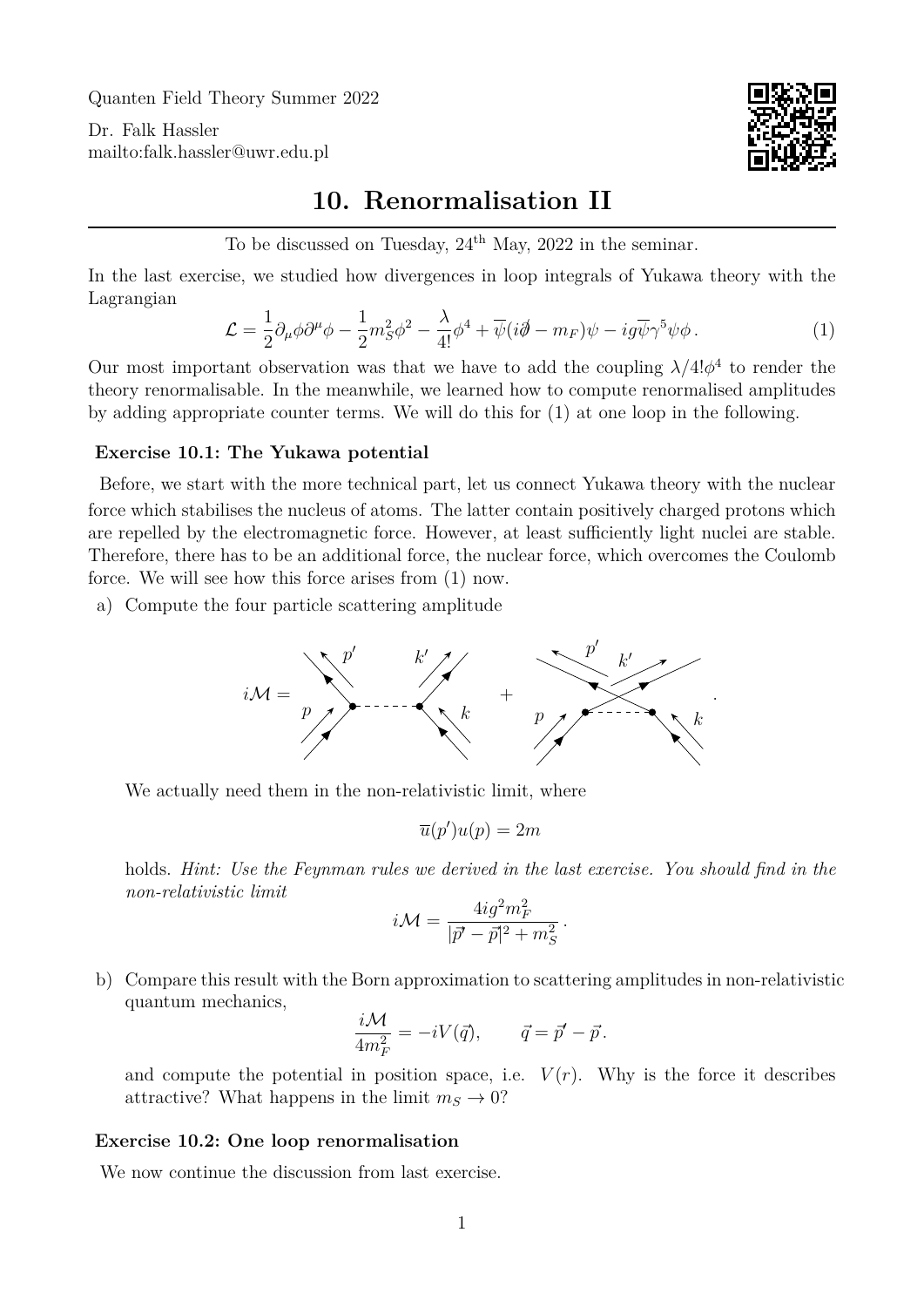Quanten Field Theory Summer 2022

Dr. Falk Hassler
mailto:falk.hassler@uwr.edu.pl

# 10. Renormalisation II

To be discussed on Tuesday, 24th May, 2022 in the seminar.

In the last exercise, we studied how divergences in loop integrals of Yukawa theory with the Lagrangian

$$\mathcal{L} = \frac{1}{2}\partial_\mu\phi\partial^\mu\phi - \frac{1}{2}m_S^2\phi^2 - \frac{\lambda}{4!}\phi^4 + \overline{\psi}(i\partial\!\!\!/ - m_F)\psi - ig\overline{\psi}\gamma^5\psi\phi\,. \tag{1}$$

Our most important observation was that we have to add the coupling $\lambda/4!\phi^4$ to render the theory renormalisable. In the meanwhile, we learned how to compute renormalised amplitudes by adding appropriate counter terms. We will do this for (1) at one loop in the following.

### Exercise 10.1: The Yukawa potential

Before, we start with the more technical part, let us connect Yukawa theory with the nuclear force which stabilises the nucleus of atoms. The latter contain positively charged protons which are repelled by the electromagnetic force. However, at least sufficiently light nuclei are stable. Therefore, there has to be an additional force, the nuclear force, which overcomes the Coulomb force. We will see how this force arises from (1) now.

a) Compute the four particle scattering amplitude

$$i\mathcal{M} = [\text{diagram: } p, k \to p', k' \text{ via scalar exchange}] + [\text{diagram: crossed, } p, k \to p', k'] \,.$$

We actually need them in the non-relativistic limit, where

$$\overline{u}(p')u(p) = 2m$$

holds. *Hint: Use the Feynman rules we derived in the last exercise. You should find in the non-relativistic limit*

$$i\mathcal{M} = \frac{4ig^2m_F^2}{|\vec{p}' - \vec{p}|^2 + m_S^2}\,.$$

b) Compare this result with the Born approximation to scattering amplitudes in non-relativistic quantum mechanics,

$$\frac{i\mathcal{M}}{4m_F^2} = -iV(\vec{q}), \qquad \vec{q} = \vec{p}' - \vec{p}\,.$$

and compute the potential in position space, i.e. $V(r)$. Why is the force it describes attractive? What happens in the limit $m_S \to 0$?

### Exercise 10.2: One loop renormalisation

We now continue the discussion from last exercise.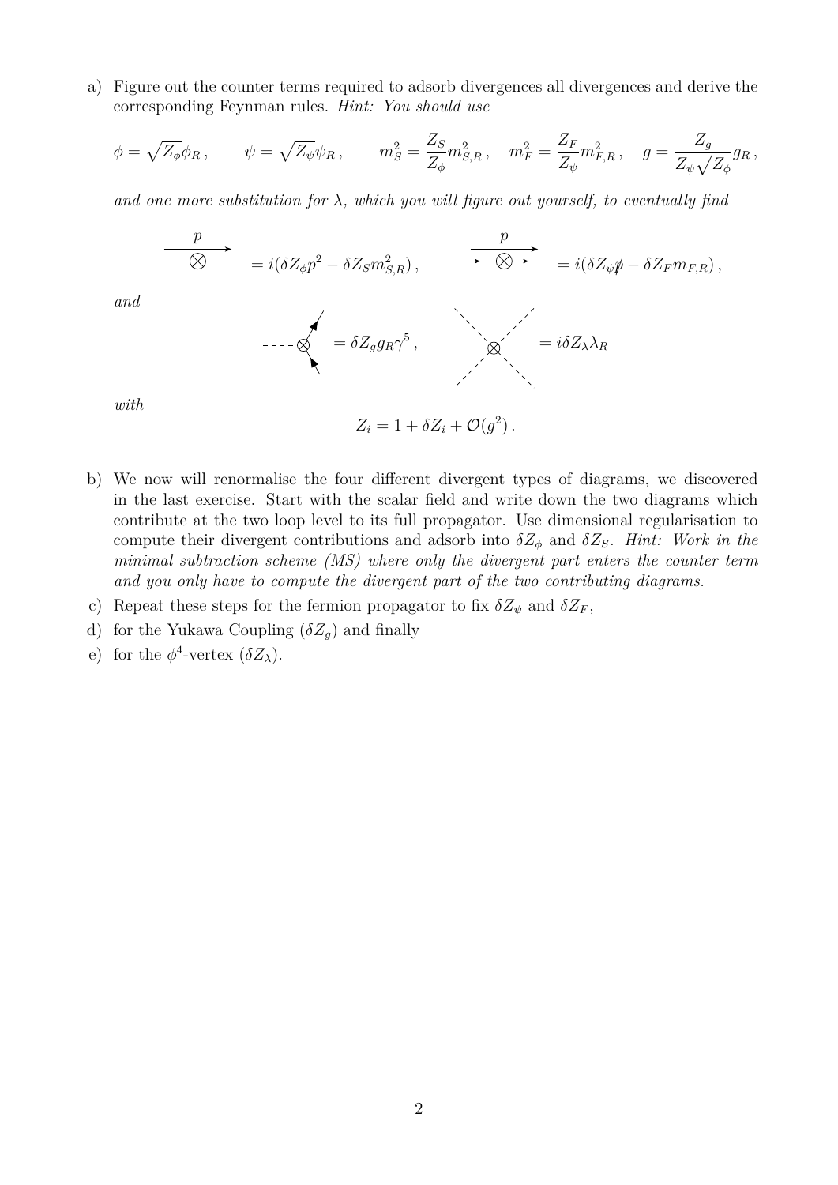a) Figure out the counter terms required to adsorb divergences all divergences and derive the corresponding Feynman rules. *Hint: You should use*

$$\phi = \sqrt{Z_\phi}\phi_R\,, \qquad \psi = \sqrt{Z_\psi}\psi_R\,, \qquad m_S^2 = \frac{Z_S}{Z_\phi}m_{S,R}^2\,, \quad m_F^2 = \frac{Z_F}{Z_\psi}m_{F,R}^2\,, \quad g = \frac{Z_g}{Z_\psi\sqrt{Z_\phi}}g_R\,,$$

*and one more substitution for $\lambda$, which you will figure out yourself, to eventually find*

$$\text{(scalar line with counterterm insertion, momentum } p\text{)} = i(\delta Z_\phi p^2 - \delta Z_S m_{S,R}^2)\,, \qquad \text{(fermion line with counterterm insertion, momentum } p\text{)} = i(\delta Z_\psi \not{p} - \delta Z_F m_{F,R})\,,$$

*and*

$$\text{(Yukawa counterterm vertex)} = \delta Z_g g_R \gamma^5\,, \qquad \text{(four-scalar counterterm vertex)} = i\delta Z_\lambda \lambda_R$$

*with*

$$Z_i = 1 + \delta Z_i + \mathcal{O}(g^2)\,.$$

b) We now will renormalise the four different divergent types of diagrams, we discovered in the last exercise. Start with the scalar field and write down the two diagrams which contribute at the two loop level to its full propagator. Use dimensional regularisation to compute their divergent contributions and adsorb into $\delta Z_\phi$ and $\delta Z_S$. *Hint: Work in the minimal subtraction scheme (MS) where only the divergent part enters the counter term and you only have to compute the divergent part of the two contributing diagrams.*

c) Repeat these steps for the fermion propagator to fix $\delta Z_\psi$ and $\delta Z_F$,

d) for the Yukawa Coupling ($\delta Z_g$) and finally

e) for the $\phi^4$-vertex ($\delta Z_\lambda$).